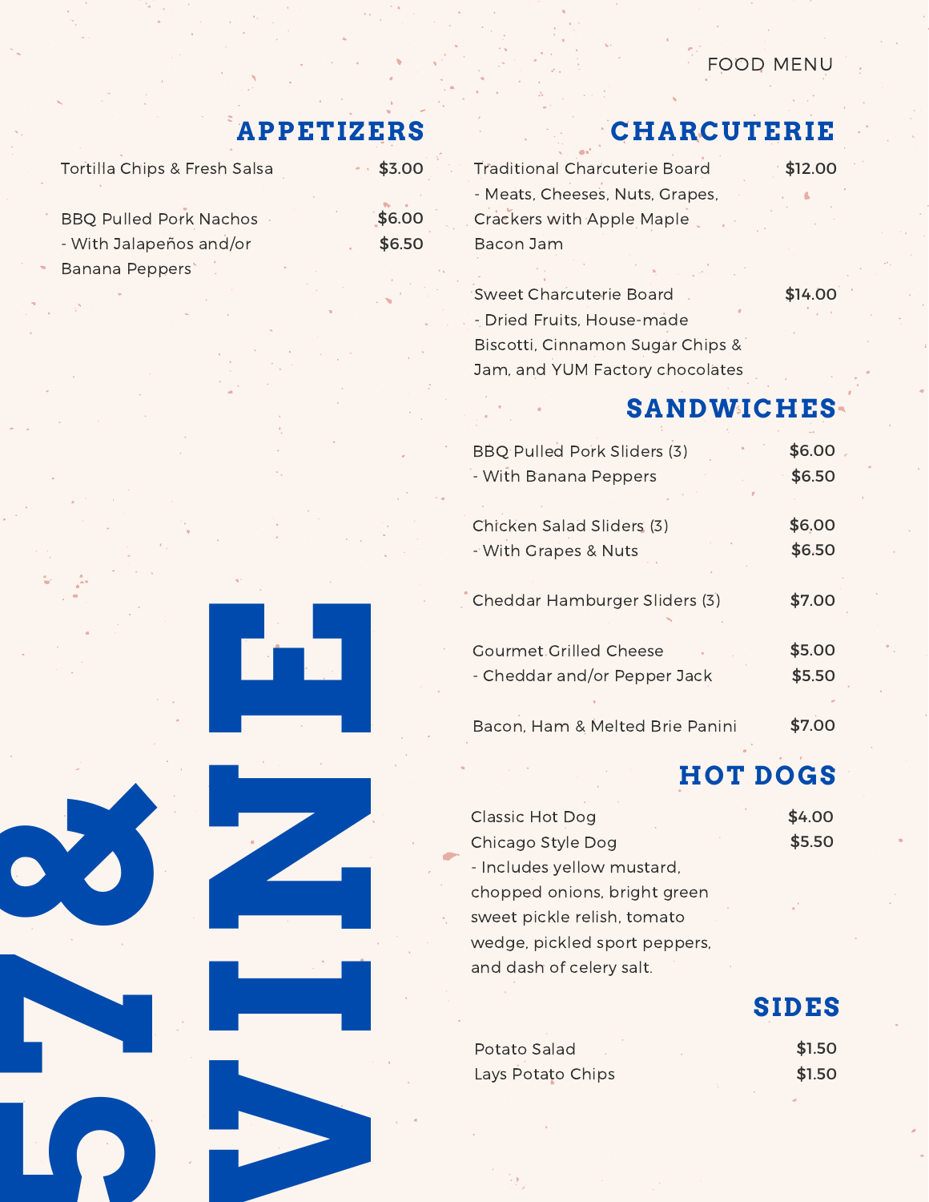FOOD MENU

# 57 & VINE

## APPETIZERS

Tortilla Chips & Fresh Salsa — $3.00

BBQ Pulled Pork Nachos — $6.00
- With Jalapeños and/or Banana Peppers — $6.50

## CHARCUTERIE

Traditional Charcuterie Board — $12.00
- Meats, Cheeses, Nuts, Grapes, Crackers with Apple Maple Bacon Jam

Sweet Charcuterie Board — $14.00
- Dried Fruits, House-made Biscotti, Cinnamon Sugar Chips & Jam, and YUM Factory chocolates

## SANDWICHES

BBQ Pulled Pork Sliders (3) — $6.00
- With Banana Peppers — $6.50

Chicken Salad Sliders (3) — $6.00
- With Grapes & Nuts — $6.50

Cheddar Hamburger Sliders (3) — $7.00

Gourmet Grilled Cheese — $5.00
- Cheddar and/or Pepper Jack — $5.50

Bacon, Ham & Melted Brie Panini — $7.00

## HOT DOGS

Classic Hot Dog — $4.00

Chicago Style Dog — $5.50
- Includes yellow mustard, chopped onions, bright green sweet pickle relish, tomato wedge, pickled sport peppers, and dash of celery salt.

## SIDES

Potato Salad — $1.50

Lays Potato Chips — $1.50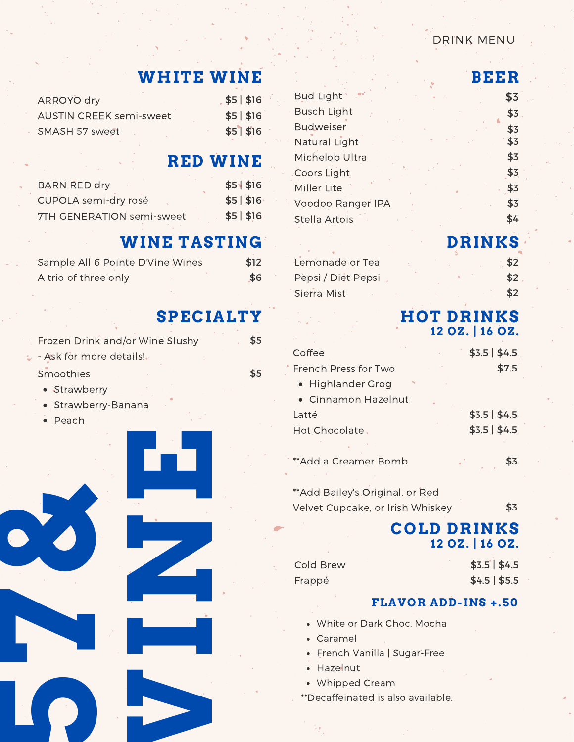DRINK MENU

## WHITE WINE

| | |
|---|---|
| ARROYO dry | $5 \| $16 |
| AUSTIN CREEK semi-sweet | $5 \| $16 |
| SMASH 57 sweet | $5 \| $16 |

## RED WINE

| | |
|---|---|
| BARN RED dry | $5 \| $16 |
| CUPOLA semi-dry rosé | $5 \| $16 |
| 7TH GENERATION semi-sweet | $5 \| $16 |

## WINE TASTING

| | |
|---|---|
| Sample All 6 Pointe D'Vine Wines | $12 |
| A trio of three only | $6 |

## SPECIALTY

Frozen Drink and/or Wine Slushy $5
- Ask for more details!

Smoothies $5

- Strawberry
- Strawberry-Banana
- Peach

## BEER

| | |
|---|---|
| Bud Light | $3 |
| Busch Light | $3 |
| Budweiser | $3 |
| Natural Light | $3 |
| Michelob Ultra | $3 |
| Coors Light | $3 |
| Miller Lite | $3 |
| Voodoo Ranger IPA | $3 |
| Stella Artois | $4 |

## DRINKS

| | |
|---|---|
| Lemonade or Tea | $2 |
| Pepsi / Diet Pepsi | $2 |
| Sierra Mist | $2 |

## HOT DRINKS

### 12 OZ. | 16 OZ.

| | |
|---|---|
| Coffee | $3.5 \| $4.5 |
| French Press for Two | $7.5 |

- Highlander Grog
- Cinnamon Hazelnut

| | |
|---|---|
| Latté | $3.5 \| $4.5 |
| Hot Chocolate | $3.5 \| $4.5 |

**Add a Creamer Bomb $3

**Add Bailey's Original, or Red Velvet Cupcake, or Irish Whiskey $3

## COLD DRINKS

### 12 OZ. | 16 OZ.

| | |
|---|---|
| Cold Brew | $3.5 \| $4.5 |
| Frappé | $4.5 \| $5.5 |

### FLAVOR ADD-INS +.50

- White or Dark Choc. Mocha
- Caramel
- French Vanilla | Sugar-Free
- Hazelnut
- Whipped Cream

**Decaffeinated is also available.

57 & VINE